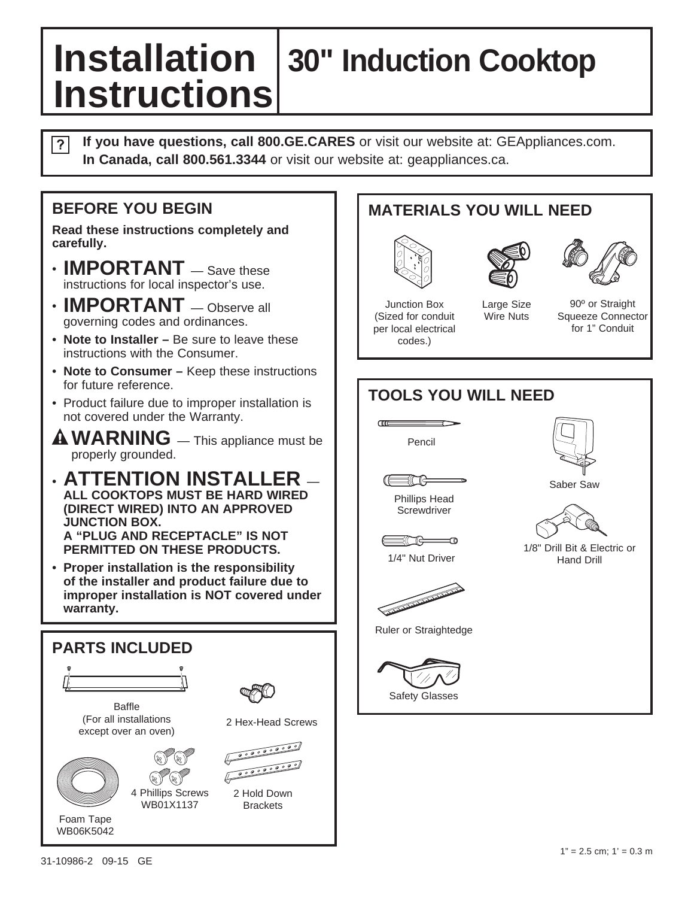# Installation Instructions

# 30" Induction Cooktop

**If you have questions, call 800.GE.CARES** or visit our website at: GEAppliances.com.
**In Canada, call 800.561.3344** or visit our website at: geappliances.ca.

## BEFORE YOU BEGIN

**Read these instructions completely and carefully.**

- **IMPORTANT** — Save these instructions for local inspector's use.
- **IMPORTANT** — Observe all governing codes and ordinances.
- **Note to Installer –** Be sure to leave these instructions with the Consumer.
- **Note to Consumer –** Keep these instructions for future reference.
- Product failure due to improper installation is not covered under the Warranty.

**WARNING** — This appliance must be properly grounded.

- **ATTENTION INSTALLER — ALL COOKTOPS MUST BE HARD WIRED (DIRECT WIRED) INTO AN APPROVED JUNCTION BOX. A "PLUG AND RECEPTACLE" IS NOT PERMITTED ON THESE PRODUCTS.**
- **Proper installation is the responsibility of the installer and product failure due to improper installation is NOT covered under warranty.**

## PARTS INCLUDED

- Baffle (For all installations except over an oven)
- 2 Hex-Head Screws
- Foam Tape WB06K5042
- 4 Phillips Screws WB01X1137
- 2 Hold Down Brackets

## MATERIALS YOU WILL NEED

- Junction Box (Sized for conduit per local electrical codes.)
- Large Size Wire Nuts
- 90º or Straight Squeeze Connector for 1" Conduit

## TOOLS YOU WILL NEED

- Pencil
- Phillips Head Screwdriver
- 1/4" Nut Driver
- Ruler or Straightedge
- Safety Glasses
- Saber Saw
- 1/8" Drill Bit & Electric or Hand Drill

1" = 2.5 cm; 1' = 0.3 m

31-10986-2 09-15 GE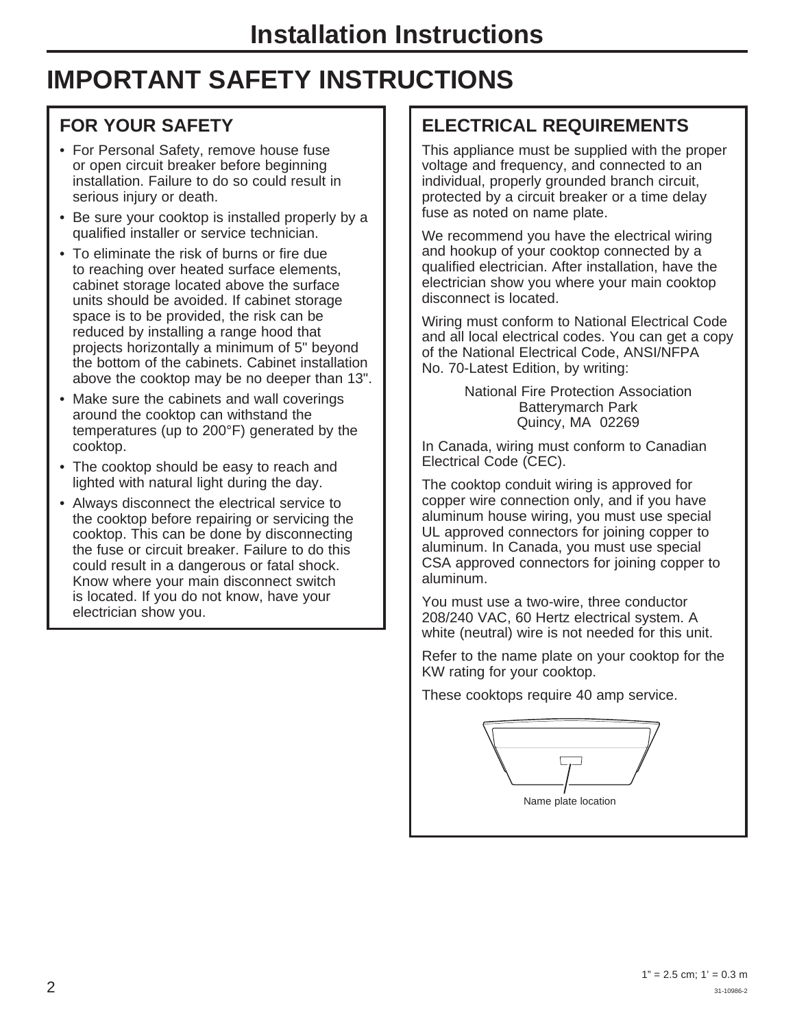# Installation Instructions

## IMPORTANT SAFETY INSTRUCTIONS

### FOR YOUR SAFETY

- For Personal Safety, remove house fuse or open circuit breaker before beginning installation. Failure to do so could result in serious injury or death.
- Be sure your cooktop is installed properly by a qualified installer or service technician.
- To eliminate the risk of burns or fire due to reaching over heated surface elements, cabinet storage located above the surface units should be avoided. If cabinet storage space is to be provided, the risk can be reduced by installing a range hood that projects horizontally a minimum of 5" beyond the bottom of the cabinets. Cabinet installation above the cooktop may be no deeper than 13".
- Make sure the cabinets and wall coverings around the cooktop can withstand the temperatures (up to 200°F) generated by the cooktop.
- The cooktop should be easy to reach and lighted with natural light during the day.
- Always disconnect the electrical service to the cooktop before repairing or servicing the cooktop. This can be done by disconnecting the fuse or circuit breaker. Failure to do this could result in a dangerous or fatal shock. Know where your main disconnect switch is located. If you do not know, have your electrician show you.

### ELECTRICAL REQUIREMENTS

This appliance must be supplied with the proper voltage and frequency, and connected to an individual, properly grounded branch circuit, protected by a circuit breaker or a time delay fuse as noted on name plate.

We recommend you have the electrical wiring and hookup of your cooktop connected by a qualified electrician. After installation, have the electrician show you where your main cooktop disconnect is located.

Wiring must conform to National Electrical Code and all local electrical codes. You can get a copy of the National Electrical Code, ANSI/NFPA No. 70-Latest Edition, by writing:

National Fire Protection Association
Batterymarch Park
Quincy, MA 02269

In Canada, wiring must conform to Canadian Electrical Code (CEC).

The cooktop conduit wiring is approved for copper wire connection only, and if you have aluminum house wiring, you must use special UL approved connectors for joining copper to aluminum. In Canada, you must use special CSA approved connectors for joining copper to aluminum.

You must use a two-wire, three conductor 208/240 VAC, 60 Hertz electrical system. A white (neutral) wire is not needed for this unit.

Refer to the name plate on your cooktop for the KW rating for your cooktop.

These cooktops require 40 amp service.

Name plate location

1" = 2.5 cm; 1' = 0.3 m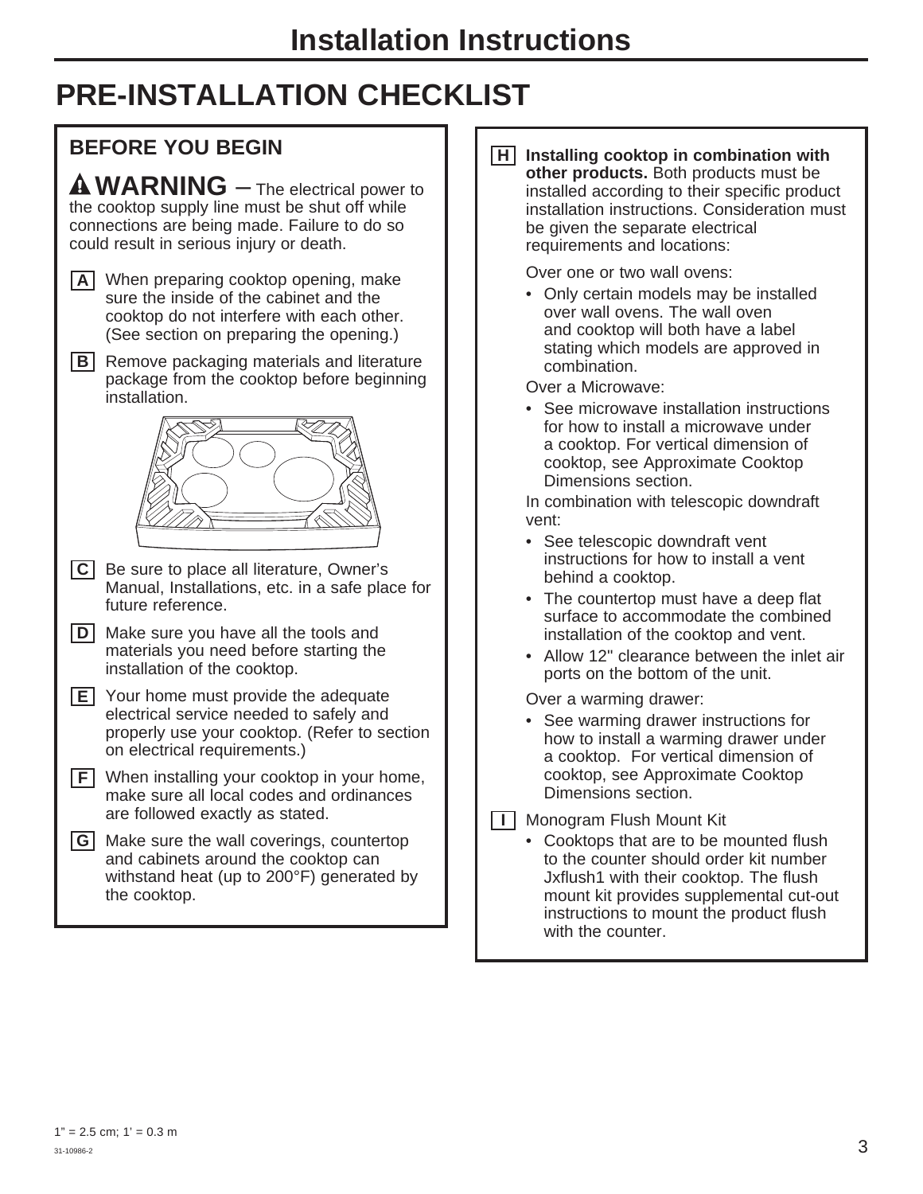# Installation Instructions

## PRE-INSTALLATION CHECKLIST

### BEFORE YOU BEGIN

**⚠ WARNING** – The electrical power to the cooktop supply line must be shut off while connections are being made. Failure to do so could result in serious injury or death.

**A** When preparing cooktop opening, make sure the inside of the cabinet and the cooktop do not interfere with each other. (See section on preparing the opening.)

**B** Remove packaging materials and literature package from the cooktop before beginning installation.

**C** Be sure to place all literature, Owner's Manual, Installations, etc. in a safe place for future reference.

**D** Make sure you have all the tools and materials you need before starting the installation of the cooktop.

**E** Your home must provide the adequate electrical service needed to safely and properly use your cooktop. (Refer to section on electrical requirements.)

**F** When installing your cooktop in your home, make sure all local codes and ordinances are followed exactly as stated.

**G** Make sure the wall coverings, countertop and cabinets around the cooktop can withstand heat (up to 200°F) generated by the cooktop.

**H** **Installing cooktop in combination with other products.** Both products must be installed according to their specific product installation instructions. Consideration must be given the separate electrical requirements and locations:

Over one or two wall ovens:

- Only certain models may be installed over wall ovens. The wall oven and cooktop will both have a label stating which models are approved in combination.

Over a Microwave:

- See microwave installation instructions for how to install a microwave under a cooktop. For vertical dimension of cooktop, see Approximate Cooktop Dimensions section.

In combination with telescopic downdraft vent:

- See telescopic downdraft vent instructions for how to install a vent behind a cooktop.
- The countertop must have a deep flat surface to accommodate the combined installation of the cooktop and vent.
- Allow 12" clearance between the inlet air ports on the bottom of the unit.

Over a warming drawer:

- See warming drawer instructions for how to install a warming drawer under a cooktop. For vertical dimension of cooktop, see Approximate Cooktop Dimensions section.

**I** Monogram Flush Mount Kit

- Cooktops that are to be mounted flush to the counter should order kit number Jxflush1 with their cooktop. The flush mount kit provides supplemental cut-out instructions to mount the product flush with the counter.

1" = 2.5 cm; 1' = 0.3 m

31-10986-2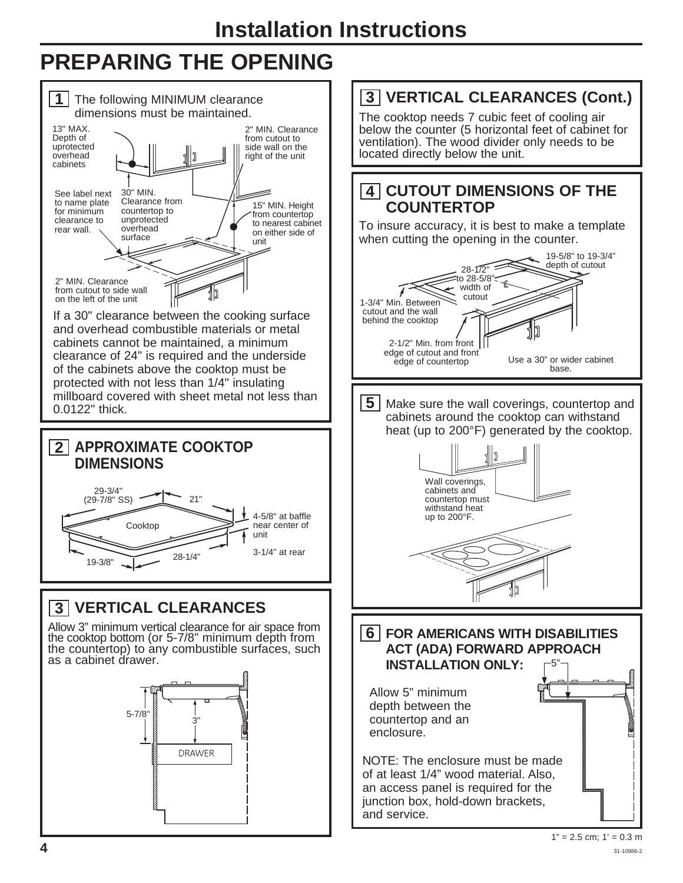# Installation Instructions

## PREPARING THE OPENING

**1** The following MINIMUM clearance dimensions must be maintained.

13" MAX. Depth of uprotected overhead cabinets

2" MIN. Clearance from cutout to side wall on the right of the unit

See label next to name plate for minimum clearance to rear wall.

30" MIN. Clearance from countertop to unprotected overhead surface

15" MIN. Height from countertop to nearest cabinet on either side of unit

2" MIN. Clearance from cutout to side wall on the left of the unit

If a 30" clearance between the cooking surface and overhead combustible materials or metal cabinets cannot be maintained, a minimum clearance of 24" is required and the underside of the cabinets above the cooktop must be protected with not less than 1/4" insulating millboard covered with sheet metal not less than 0.0122" thick.

**2** **APPROXIMATE COOKTOP DIMENSIONS**

29-3/4" (29-7/8" SS)

21"

4-5/8" at baffle near center of unit

Cooktop

3-1/4" at rear

19-3/8"

28-1/4"

**3** **VERTICAL CLEARANCES**

Allow 3" minimum vertical clearance for air space from the cooktop bottom (or 5-7/8" minimum depth from the countertop) to any combustible surfaces, such as a cabinet drawer.

5-7/8"

3"

DRAWER

**3** **VERTICAL CLEARANCES (Cont.)**

The cooktop needs 7 cubic feet of cooling air below the counter (5 horizontal feet of cabinet for ventilation). The wood divider only needs to be located directly below the unit.

**4** **CUTOUT DIMENSIONS OF THE COUNTERTOP**

To insure accuracy, it is best to make a template when cutting the opening in the counter.

19-5/8" to 19-3/4" depth of cutout

28-1/2" to 28-5/8" width of cutout

1-3/4" Min. Between cutout and the wall behind the cooktop

2-1/2" Min. from front edge of cutout and front edge of countertop

Use a 30" or wider cabinet base.

**5** Make sure the wall coverings, countertop and cabinets around the cooktop can withstand heat (up to 200°F) generated by the cooktop.

Wall coverings, cabinets and countertop must withstand heat up to 200°F.

**6** **FOR AMERICANS WITH DISABILITIES ACT (ADA) FORWARD APPROACH INSTALLATION ONLY:**

5"

Allow 5" minimum depth between the countertop and an enclosure.

NOTE: The enclosure must be made of at least 1/4" wood material. Also, an access panel is required for the junction box, hold-down brackets, and service.

1" = 2.5 cm; 1' = 0.3 m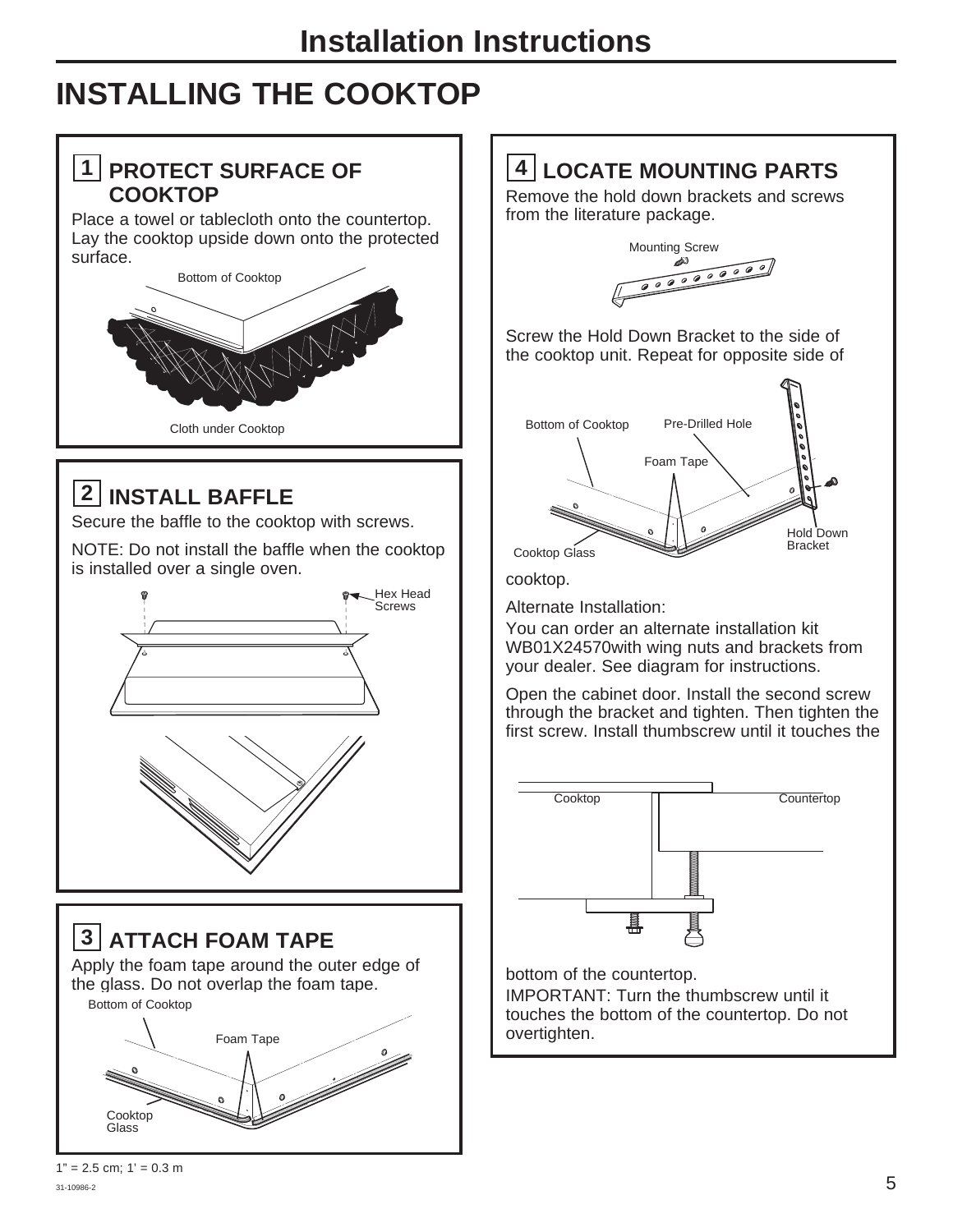# INSTALLING THE COOKTOP

## 1 PROTECT SURFACE OF COOKTOP

Place a towel or tablecloth onto the countertop. Lay the cooktop upside down onto the protected surface.

Bottom of Cooktop

Cloth under Cooktop

## 2 INSTALL BAFFLE

Secure the baffle to the cooktop with screws.

NOTE: Do not install the baffle when the cooktop is installed over a single oven.

Hex Head Screws

## 3 ATTACH FOAM TAPE

Apply the foam tape around the outer edge of the glass. Do not overlap the foam tape.

Bottom of Cooktop

Foam Tape

Cooktop Glass

## 4 LOCATE MOUNTING PARTS

Remove the hold down brackets and screws from the literature package.

Mounting Screw

Screw the Hold Down Bracket to the side of the cooktop unit. Repeat for opposite side of cooktop.

Bottom of Cooktop | Pre-Drilled Hole | Foam Tape | Hold Down Bracket | Cooktop Glass

Alternate Installation:

You can order an alternate installation kit WB01X24570with wing nuts and brackets from your dealer. See diagram for instructions.

Open the cabinet door. Install the second screw through the bracket and tighten. Then tighten the first screw. Install thumbscrew until it touches the bottom of the countertop.

Cooktop | Countertop

IMPORTANT: Turn the thumbscrew until it touches the bottom of the countertop. Do not overtighten.

1" = 2.5 cm; 1' = 0.3 m

31-10986-2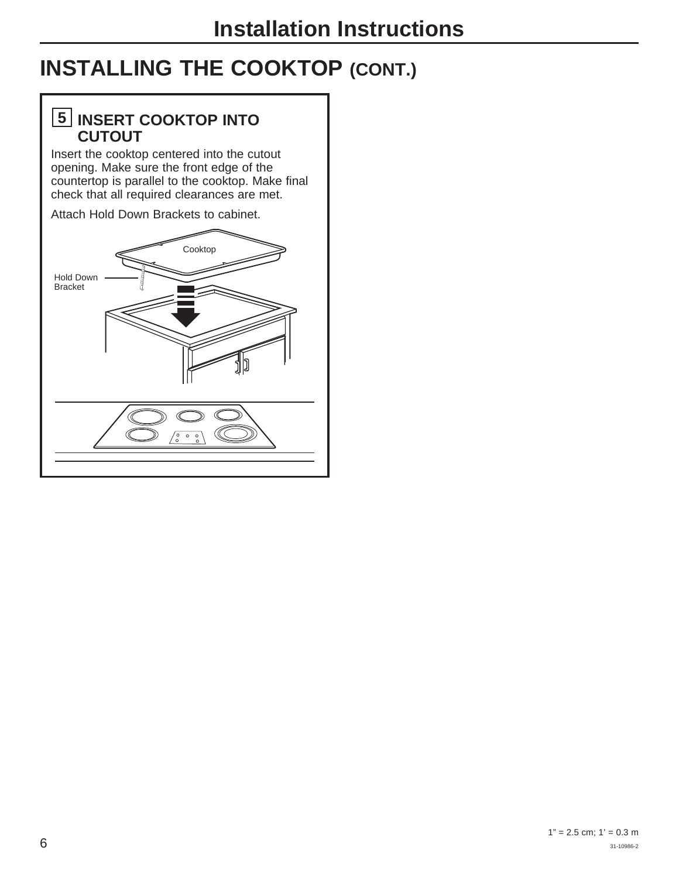# INSTALLING THE COOKTOP (CONT.)

## 5 INSERT COOKTOP INTO CUTOUT

Insert the cooktop centered into the cutout opening. Make sure the front edge of the countertop is parallel to the cooktop. Make final check that all required clearances are met.

Attach Hold Down Brackets to cabinet.

Cooktop

Hold Down Bracket

1" = 2.5 cm; 1' = 0.3 m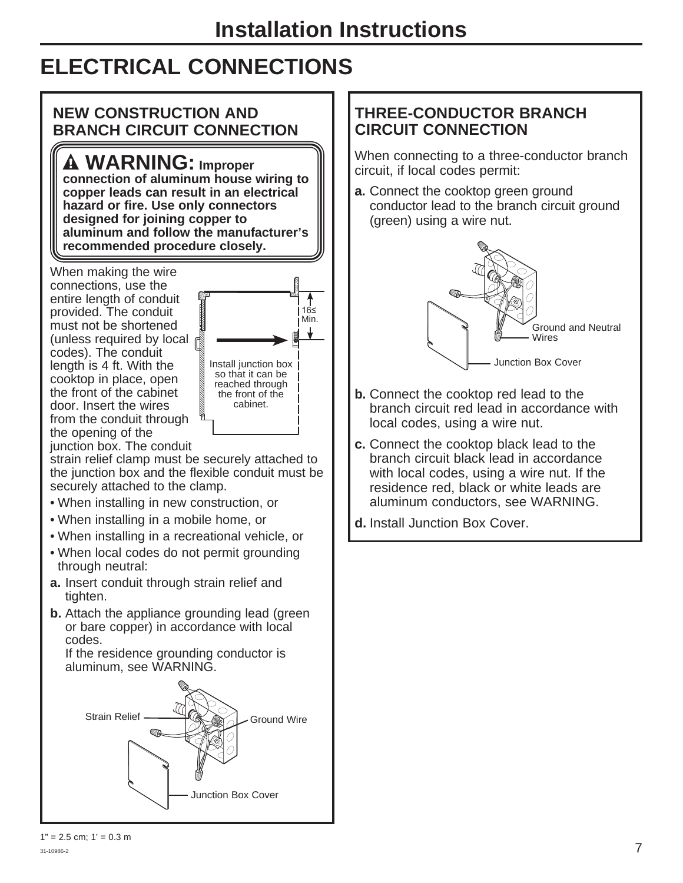# ELECTRICAL CONNECTIONS

## NEW CONSTRUCTION AND BRANCH CIRCUIT CONNECTION

**⚠ WARNING: Improper connection of aluminum house wiring to copper leads can result in an electrical hazard or fire. Use only connectors designed for joining copper to aluminum and follow the manufacturer's recommended procedure closely.**

When making the wire connections, use the entire length of conduit provided. The conduit must not be shortened (unless required by local codes). The conduit length is 4 ft. With the cooktop in place, open the front of the cabinet door. Insert the wires from the conduit through the opening of the junction box. The conduit strain relief clamp must be securely attached to the junction box and the flexible conduit must be securely attached to the clamp.

16≤ Min.

Install junction box so that it can be reached through the front of the cabinet.

- When installing in new construction, or
- When installing in a mobile home, or
- When installing in a recreational vehicle, or
- When local codes do not permit grounding through neutral:

**a.** Insert conduit through strain relief and tighten.

**b.** Attach the appliance grounding lead (green or bare copper) in accordance with local codes.
If the residence grounding conductor is aluminum, see WARNING.

Strain Relief

Ground Wire

Junction Box Cover

## THREE-CONDUCTOR BRANCH CIRCUIT CONNECTION

When connecting to a three-conductor branch circuit, if local codes permit:

**a.** Connect the cooktop green ground conductor lead to the branch circuit ground (green) using a wire nut.

Ground and Neutral Wires

Junction Box Cover

**b.** Connect the cooktop red lead to the branch circuit red lead in accordance with local codes, using a wire nut.

**c.** Connect the cooktop black lead to the branch circuit black lead in accordance with local codes, using a wire nut. If the residence red, black or white leads are aluminum conductors, see WARNING.

**d.** Install Junction Box Cover.

1" = 2.5 cm; 1' = 0.3 m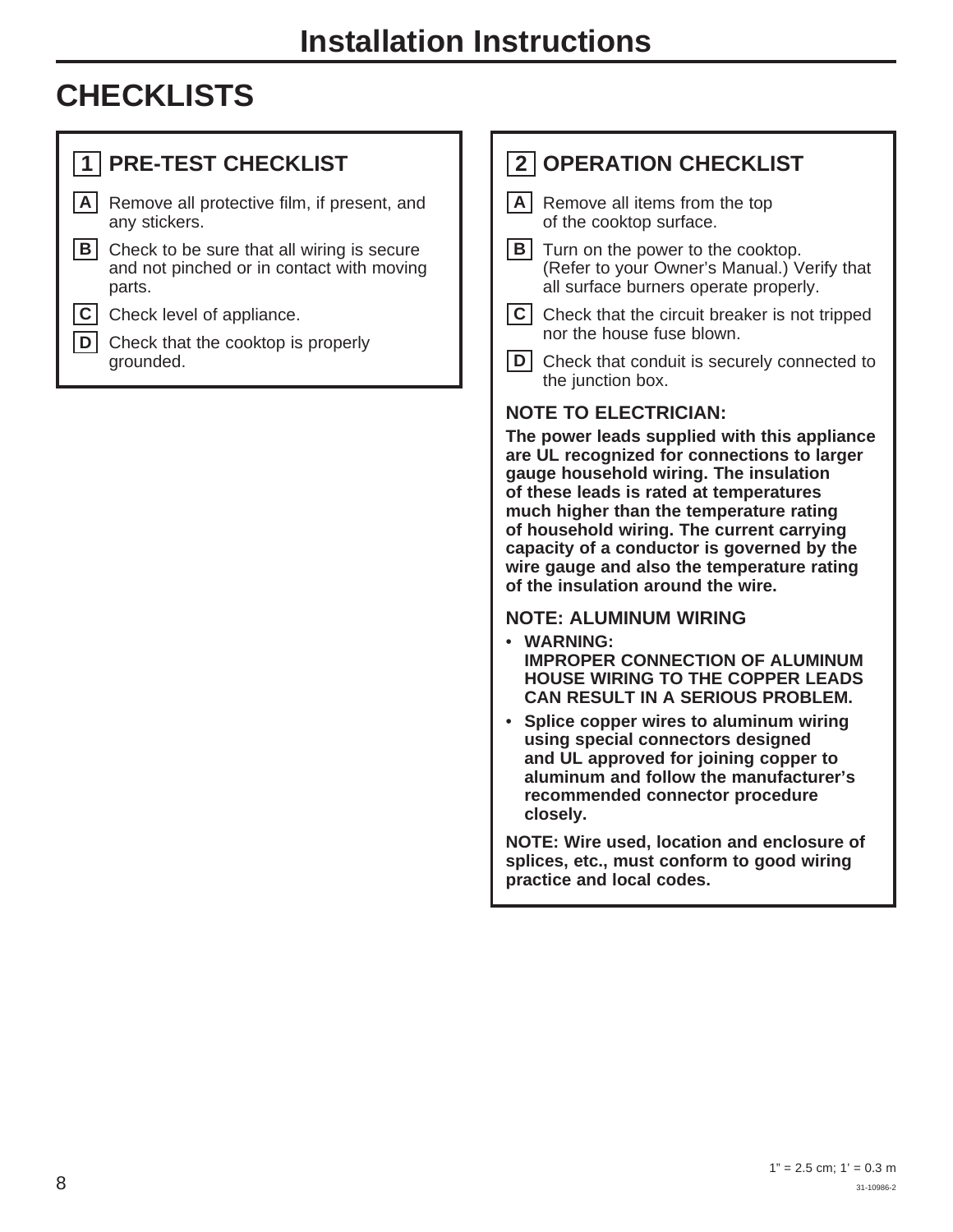# CHECKLISTS

## 1 PRE-TEST CHECKLIST

- **A** Remove all protective film, if present, and any stickers.
- **B** Check to be sure that all wiring is secure and not pinched or in contact with moving parts.
- **C** Check level of appliance.
- **D** Check that the cooktop is properly grounded.

## 2 OPERATION CHECKLIST

- **A** Remove all items from the top of the cooktop surface.
- **B** Turn on the power to the cooktop. (Refer to your Owner's Manual.) Verify that all surface burners operate properly.
- **C** Check that the circuit breaker is not tripped nor the house fuse blown.
- **D** Check that conduit is securely connected to the junction box.

### NOTE TO ELECTRICIAN:

**The power leads supplied with this appliance are UL recognized for connections to larger gauge household wiring. The insulation of these leads is rated at temperatures much higher than the temperature rating of household wiring. The current carrying capacity of a conductor is governed by the wire gauge and also the temperature rating of the insulation around the wire.**

### NOTE: ALUMINUM WIRING

- **WARNING: IMPROPER CONNECTION OF ALUMINUM HOUSE WIRING TO THE COPPER LEADS CAN RESULT IN A SERIOUS PROBLEM.**
- **Splice copper wires to aluminum wiring using special connectors designed and UL approved for joining copper to aluminum and follow the manufacturer's recommended connector procedure closely.**

**NOTE: Wire used, location and enclosure of splices, etc., must conform to good wiring practice and local codes.**

1" = 2.5 cm; 1' = 0.3 m

31-10986-2